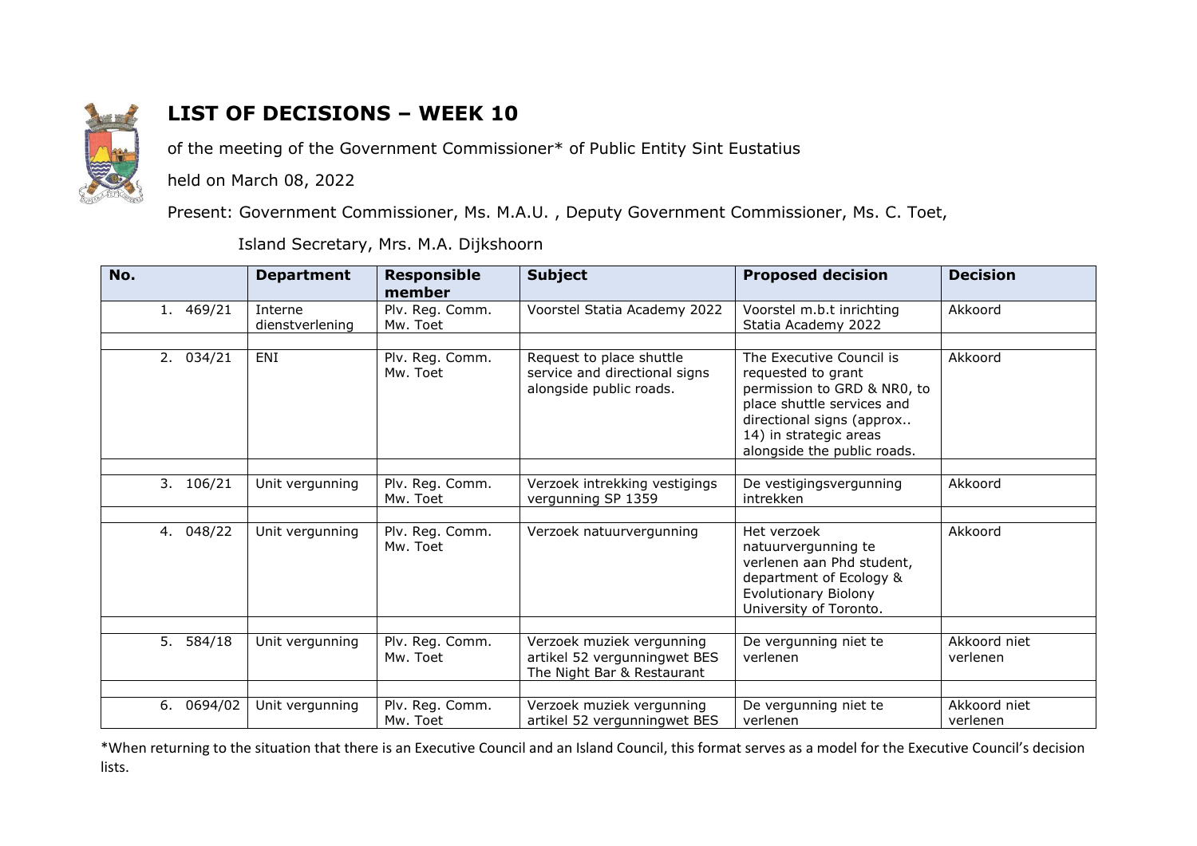# LIST OF DECISIONS – WEEK 10

of the meeting of the Government Commissioner* of Public Entity Sint Eustatius

held on March 08, 2022

Present: Government Commissioner, Ms. M.A.U. , Deputy Government Commissioner, Ms. C. Toet,

Island Secretary, Mrs. M.A. Dijkshoorn

| No. | Department | Responsible member | Subject | Proposed decision | Decision |
|---|---|---|---|---|---|
| 1. 469/21 | Interne dienstverlening | Plv. Reg. Comm. Mw. Toet | Voorstel Statia Academy 2022 | Voorstel m.b.t inrichting Statia Academy 2022 | Akkoord |
| | | | | | |
| 2. 034/21 | ENI | Plv. Reg. Comm. Mw. Toet | Request to place shuttle service and directional signs alongside public roads. | The Executive Council is requested to grant permission to GRD & NR0, to place shuttle services and directional signs (approx.. 14) in strategic areas alongside the public roads. | Akkoord |
| | | | | | |
| 3. 106/21 | Unit vergunning | Plv. Reg. Comm. Mw. Toet | Verzoek intrekking vestigings vergunning SP 1359 | De vestigingsvergunning intrekken | Akkoord |
| | | | | | |
| 4. 048/22 | Unit vergunning | Plv. Reg. Comm. Mw. Toet | Verzoek natuurvergunning | Het verzoek natuurvergunning te verlenen aan Phd student, department of Ecology & Evolutionary Biolony University of Toronto. | Akkoord |
| | | | | | |
| 5. 584/18 | Unit vergunning | Plv. Reg. Comm. Mw. Toet | Verzoek muziek vergunning artikel 52 vergunningwet BES The Night Bar & Restaurant | De vergunning niet te verlenen | Akkoord niet verlenen |
| | | | | | |
| 6. 0694/02 | Unit vergunning | Plv. Reg. Comm. Mw. Toet | Verzoek muziek vergunning artikel 52 vergunningwet BES | De vergunning niet te verlenen | Akkoord niet verlenen |

*When returning to the situation that there is an Executive Council and an Island Council, this format serves as a model for the Executive Council's decision lists.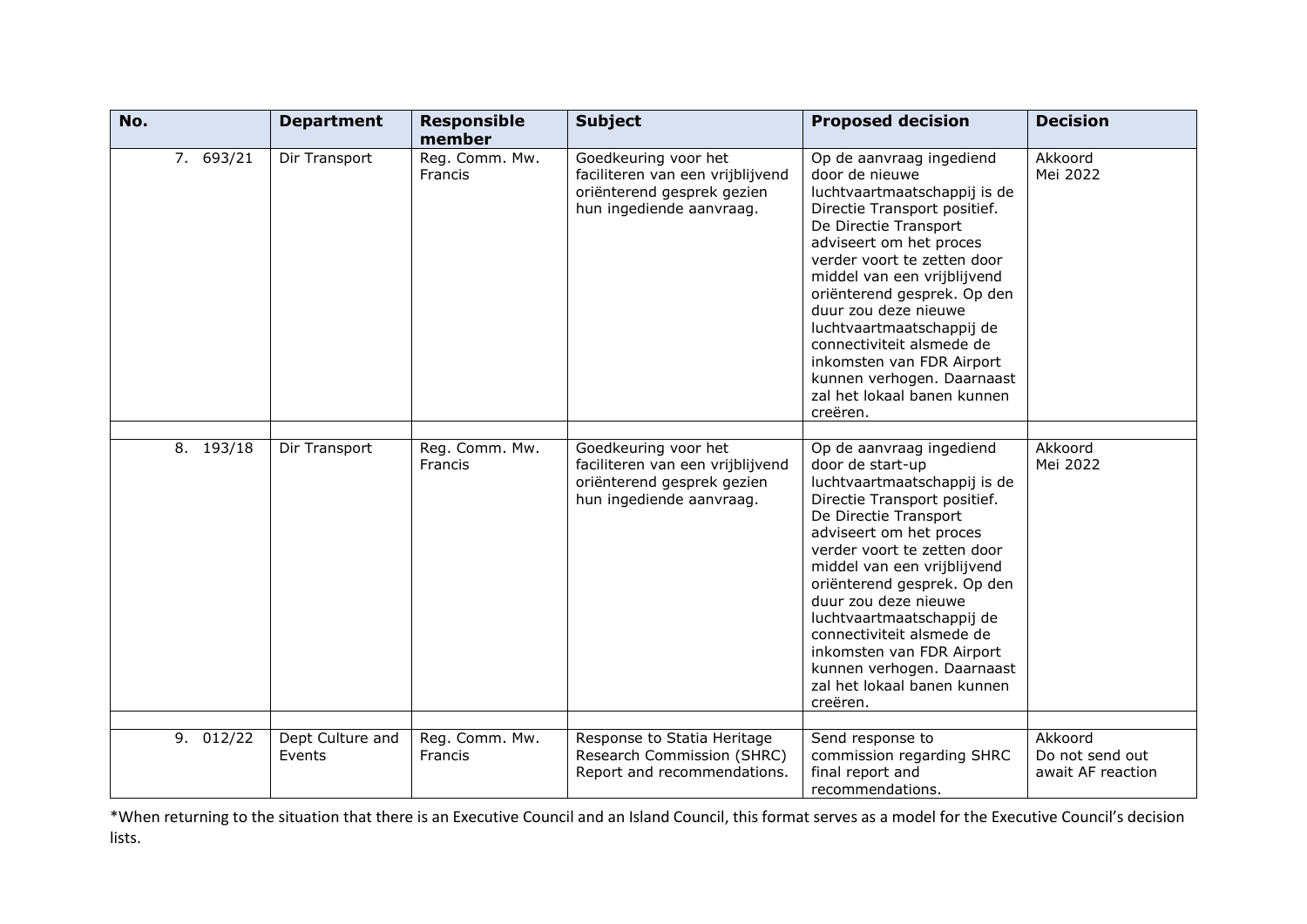| No. | Department | Responsible member | Subject | Proposed decision | Decision |
|---|---|---|---|---|---|
| 7. 693/21 | Dir Transport | Reg. Comm. Mw. Francis | Goedkeuring voor het faciliteren van een vrijblijvend oriënterend gesprek gezien hun ingediende aanvraag. | Op de aanvraag ingediend door de nieuwe luchtvaartmaatschappij is de Directie Transport positief. De Directie Transport adviseert om het proces verder voort te zetten door middel van een vrijblijvend oriënterend gesprek. Op den duur zou deze nieuwe luchtvaartmaatschappij de connectiviteit alsmede de inkomsten van FDR Airport kunnen verhogen. Daarnaast zal het lokaal banen kunnen creëren. | Akkoord Mei 2022 |
| | | | | | |
| 8. 193/18 | Dir Transport | Reg. Comm. Mw. Francis | Goedkeuring voor het faciliteren van een vrijblijvend oriënterend gesprek gezien hun ingediende aanvraag. | Op de aanvraag ingediend door de start-up luchtvaartmaatschappij is de Directie Transport positief. De Directie Transport adviseert om het proces verder voort te zetten door middel van een vrijblijvend oriënterend gesprek. Op den duur zou deze nieuwe luchtvaartmaatschappij de connectiviteit alsmede de inkomsten van FDR Airport kunnen verhogen. Daarnaast zal het lokaal banen kunnen creëren. | Akkoord Mei 2022 |
| | | | | | |
| 9. 012/22 | Dept Culture and Events | Reg. Comm. Mw. Francis | Response to Statia Heritage Research Commission (SHRC) Report and recommendations. | Send response to commission regarding SHRC final report and recommendations. | Akkoord Do not send out await AF reaction |

*When returning to the situation that there is an Executive Council and an Island Council, this format serves as a model for the Executive Council's decision lists.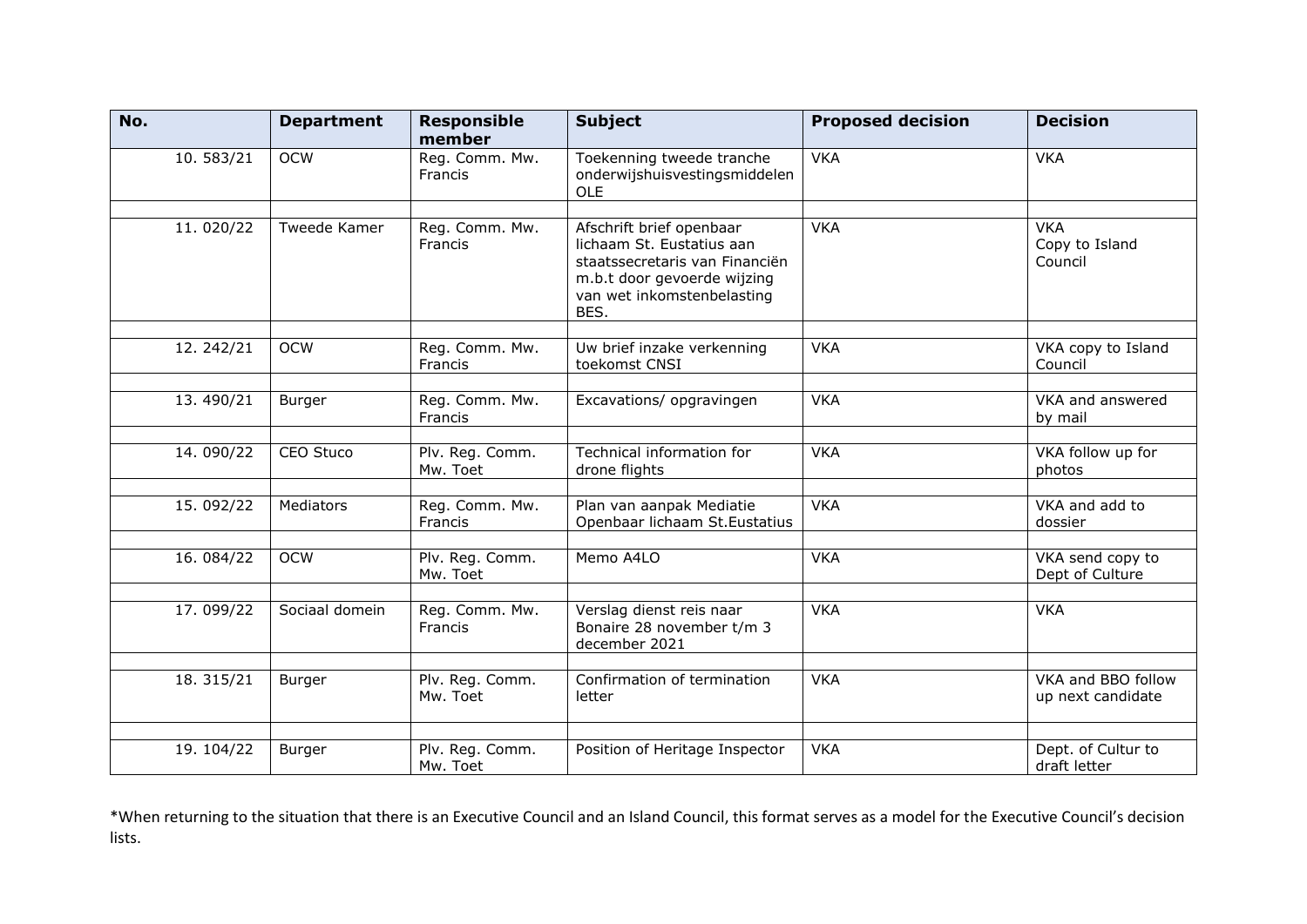| No. | Department | Responsible member | Subject | Proposed decision | Decision |
|---|---|---|---|---|---|
| 10. 583/21 | OCW | Reg. Comm. Mw. Francis | Toekenning tweede tranche onderwijshuisvestingsmiddelen OLE | VKA | VKA |
| | | | | | |
| 11. 020/22 | Tweede Kamer | Reg. Comm. Mw. Francis | Afschrift brief openbaar lichaam St. Eustatius aan staatssecretaris van Financiën m.b.t door gevoerde wijzing van wet inkomstenbelasting BES. | VKA | VKA Copy to Island Council |
| | | | | | |
| 12. 242/21 | OCW | Reg. Comm. Mw. Francis | Uw brief inzake verkenning toekomst CNSI | VKA | VKA copy to Island Council |
| | | | | | |
| 13. 490/21 | Burger | Reg. Comm. Mw. Francis | Excavations/ opgravingen | VKA | VKA and answered by mail |
| | | | | | |
| 14. 090/22 | CEO Stuco | Plv. Reg. Comm. Mw. Toet | Technical information for drone flights | VKA | VKA follow up for photos |
| | | | | | |
| 15. 092/22 | Mediators | Reg. Comm. Mw. Francis | Plan van aanpak Mediatie Openbaar lichaam St.Eustatius | VKA | VKA and add to dossier |
| | | | | | |
| 16. 084/22 | OCW | Plv. Reg. Comm. Mw. Toet | Memo A4LO | VKA | VKA send copy to Dept of Culture |
| | | | | | |
| 17. 099/22 | Sociaal domein | Reg. Comm. Mw. Francis | Verslag dienst reis naar Bonaire 28 november t/m 3 december 2021 | VKA | VKA |
| | | | | | |
| 18. 315/21 | Burger | Plv. Reg. Comm. Mw. Toet | Confirmation of termination letter | VKA | VKA and BBO follow up next candidate |
| | | | | | |
| 19. 104/22 | Burger | Plv. Reg. Comm. Mw. Toet | Position of Heritage Inspector | VKA | Dept. of Cultur to draft letter |

*When returning to the situation that there is an Executive Council and an Island Council, this format serves as a model for the Executive Council's decision lists.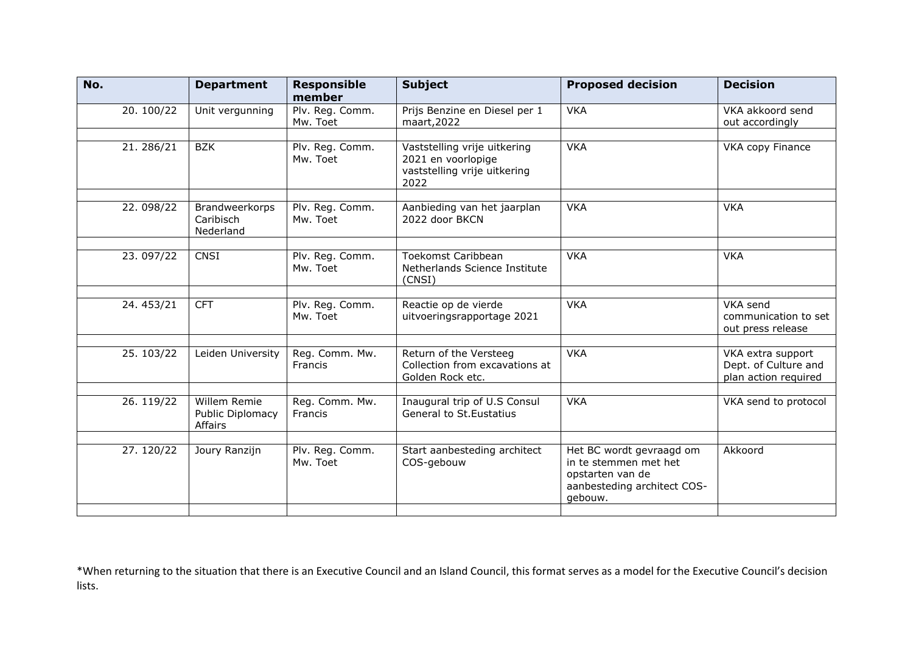| No. | Department | Responsible member | Subject | Proposed decision | Decision |
|---|---|---|---|---|---|
| 20. 100/22 | Unit vergunning | Plv. Reg. Comm. Mw. Toet | Prijs Benzine en Diesel per 1 maart,2022 | VKA | VKA akkoord send out accordingly |
| | | | | | |
| 21. 286/21 | BZK | Plv. Reg. Comm. Mw. Toet | Vaststelling vrije uitkering 2021 en voorlopige vaststelling vrije uitkering 2022 | VKA | VKA copy Finance |
| | | | | | |
| 22. 098/22 | Brandweerkorps Caribisch Nederland | Plv. Reg. Comm. Mw. Toet | Aanbieding van het jaarplan 2022 door BKCN | VKA | VKA |
| | | | | | |
| 23. 097/22 | CNSI | Plv. Reg. Comm. Mw. Toet | Toekomst Caribbean Netherlands Science Institute (CNSI) | VKA | VKA |
| | | | | | |
| 24. 453/21 | CFT | Plv. Reg. Comm. Mw. Toet | Reactie op de vierde uitvoeringsrapportage 2021 | VKA | VKA send communication to set out press release |
| | | | | | |
| 25. 103/22 | Leiden University | Reg. Comm. Mw. Francis | Return of the Versteeg Collection from excavations at Golden Rock etc. | VKA | VKA extra support Dept. of Culture and plan action required |
| | | | | | |
| 26. 119/22 | Willem Remie Public Diplomacy Affairs | Reg. Comm. Mw. Francis | Inaugural trip of U.S Consul General to St.Eustatius | VKA | VKA send to protocol |
| | | | | | |
| 27. 120/22 | Joury Ranzijn | Plv. Reg. Comm. Mw. Toet | Start aanbesteding architect COS-gebouw | Het BC wordt gevraagd om in te stemmen met het opstarten van de aanbesteding architect COS-gebouw. | Akkoord |
| | | | | | |

*When returning to the situation that there is an Executive Council and an Island Council, this format serves as a model for the Executive Council's decision lists.